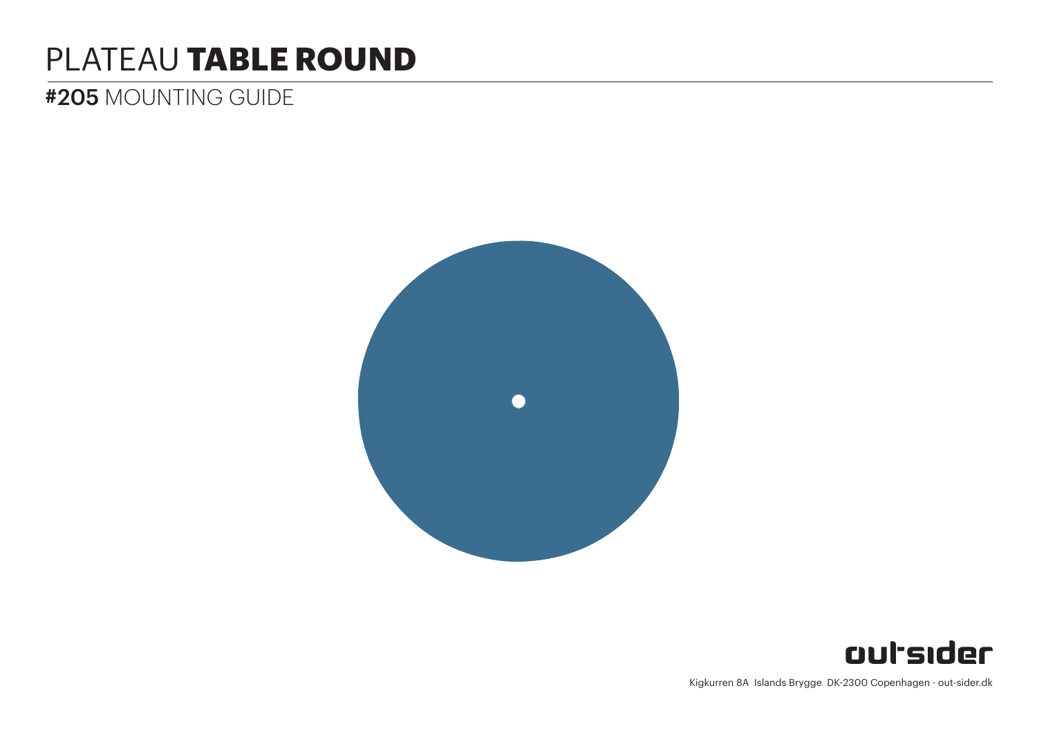# PLATEAU **TABLE ROUND**

## **#205** MOUNTING GUIDE

out-sider

Kigkurren 8A Islands Brygge DK-2300 Copenhagen · out-sider.dk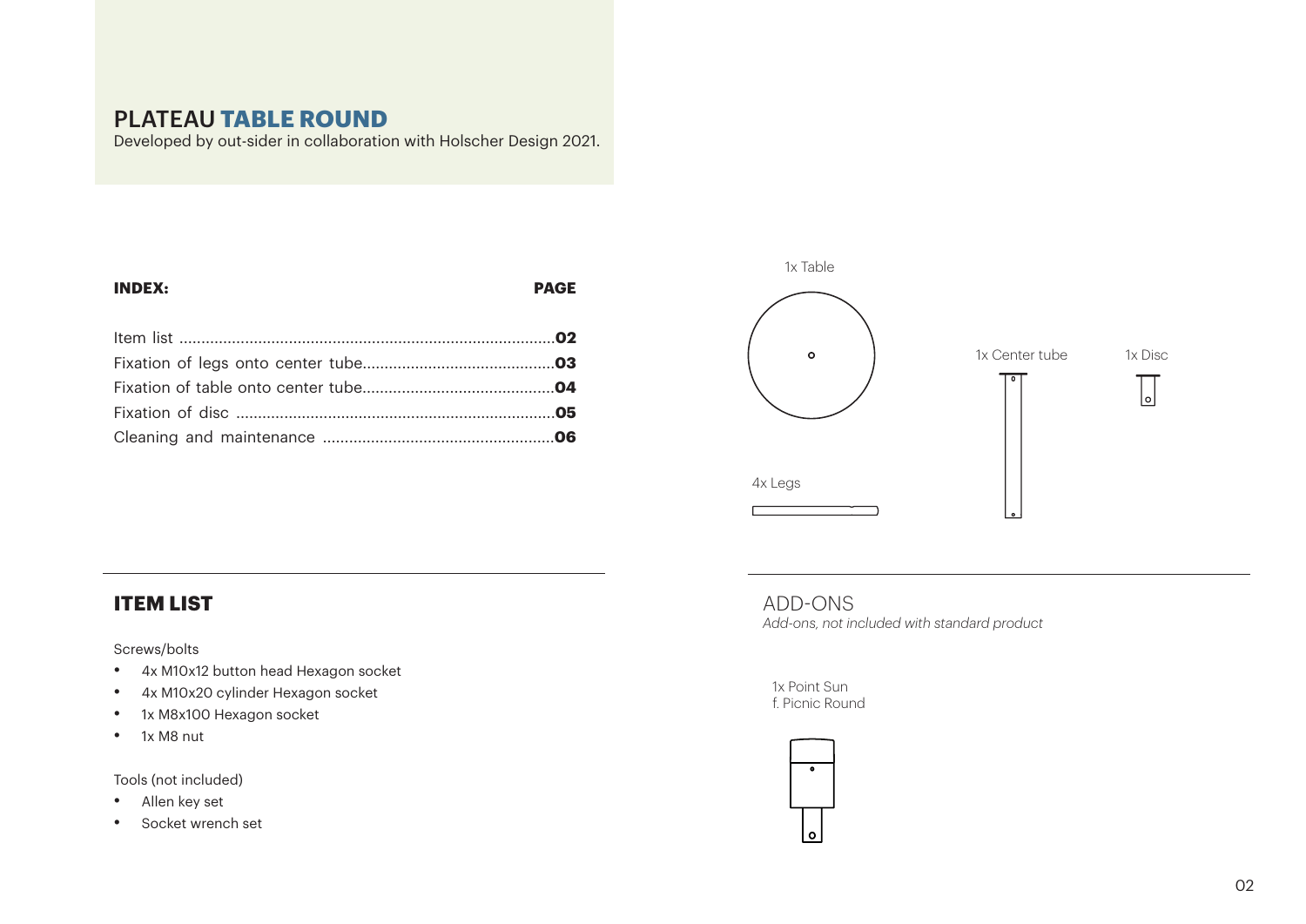# PLATEAU **TABLE ROUND**

Developed by out-sider in collaboration with Holscher Design 2021.

| **INDEX:** | **PAGE** |
|---|---|
| Item list | **02** |
| Fixation of legs onto center tube | **03** |
| Fixation of table onto center tube | **04** |
| Fixation of disc | **05** |
| Cleaning and maintenance | **06** |

1x Table

1x Center tube

1x Disc

4x Legs

## ITEM LIST

Screws/bolts

- 4x M10x12 button head Hexagon socket
- 4x M10x20 cylinder Hexagon socket
- 1x M8x100 Hexagon socket
- 1x M8 nut

Tools (not included)

- Allen key set
- Socket wrench set

## ADD-ONS

*Add-ons, not included with standard product*

1x Point Sun
f. Picnic Round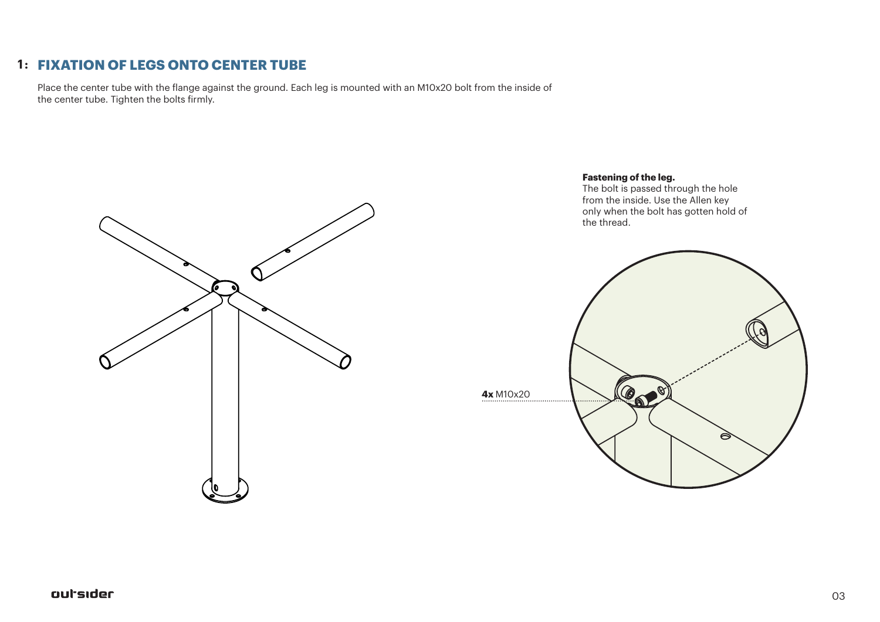## 1: FIXATION OF LEGS ONTO CENTER TUBE

Place the center tube with the flange against the ground. Each leg is mounted with an M10x20 bolt from the inside of the center tube. Tighten the bolts firmly.

**Fastening of the leg.**
The bolt is passed through the hole from the inside. Use the Allen key only when the bolt has gotten hold of the thread.

**4x** M10x20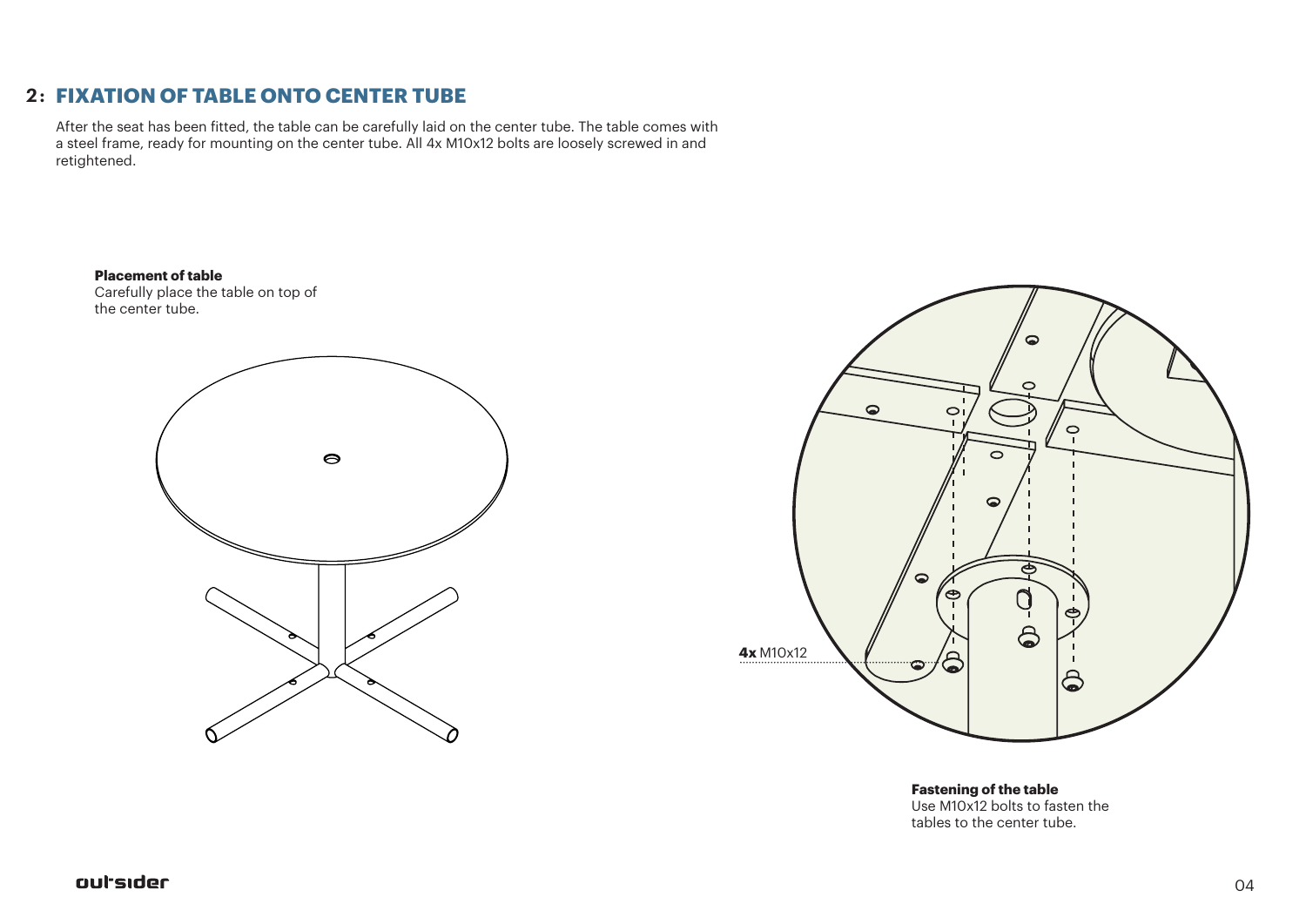## 2: FIXATION OF TABLE ONTO CENTER TUBE

After the seat has been fitted, the table can be carefully laid on the center tube. The table comes with a steel frame, ready for mounting on the center tube. All 4x M10x12 bolts are loosely screwed in and retightened.

**Placement of table**
Carefully place the table on top of the center tube.

**4x** M10x12

**Fastening of the table**
Use M10x12 bolts to fasten the tables to the center tube.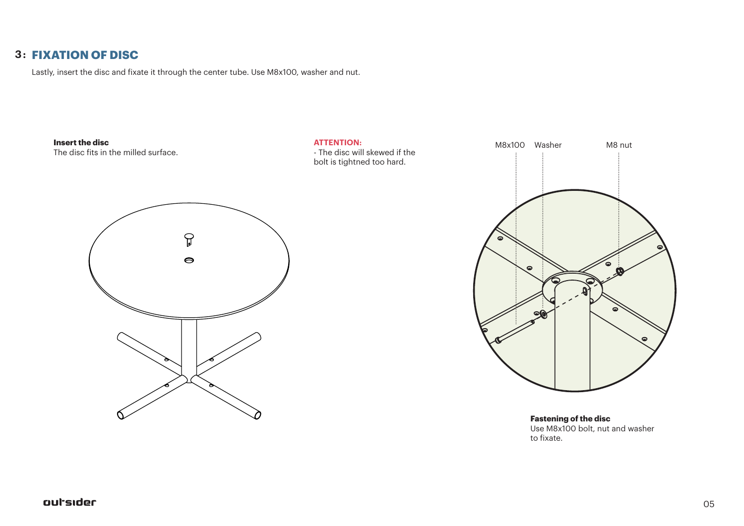## 3: FIXATION OF DISC

Lastly, insert the disc and fixate it through the center tube. Use M8x100, washer and nut.

**Insert the disc**
The disc fits in the milled surface.

**ATTENTION:**
- The disc will skewed if the bolt is tightned too hard.

M8x100 Washer M8 nut

**Fastening of the disc**
Use M8x100 bolt, nut and washer to fixate.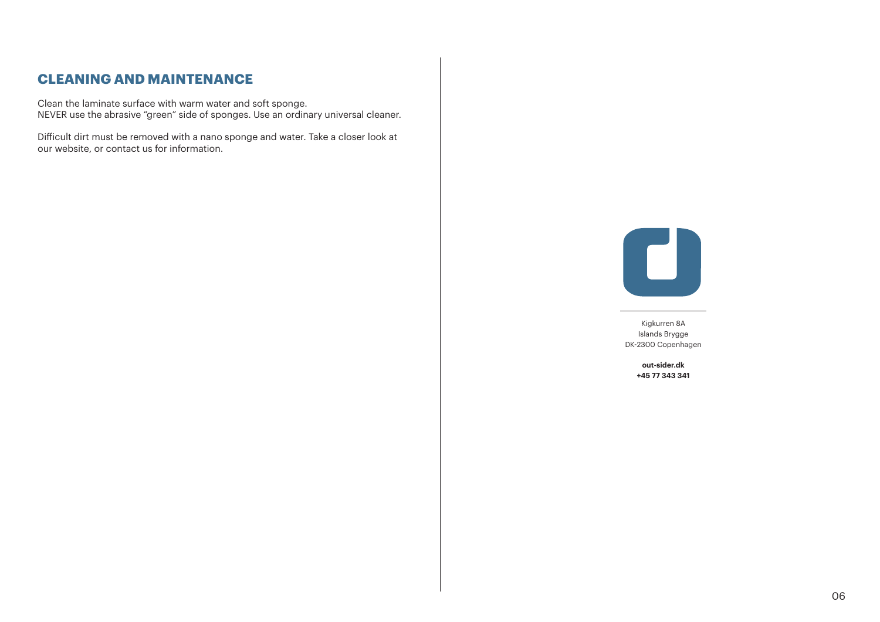## CLEANING AND MAINTENANCE

Clean the laminate surface with warm water and soft sponge.
NEVER use the abrasive "green" side of sponges. Use an ordinary universal cleaner.

Difficult dirt must be removed with a nano sponge and water. Take a closer look at our website, or contact us for information.

Kigkurren 8A
Islands Brygge
DK-2300 Copenhagen

**out-sider.dk**
**+45 77 343 341**